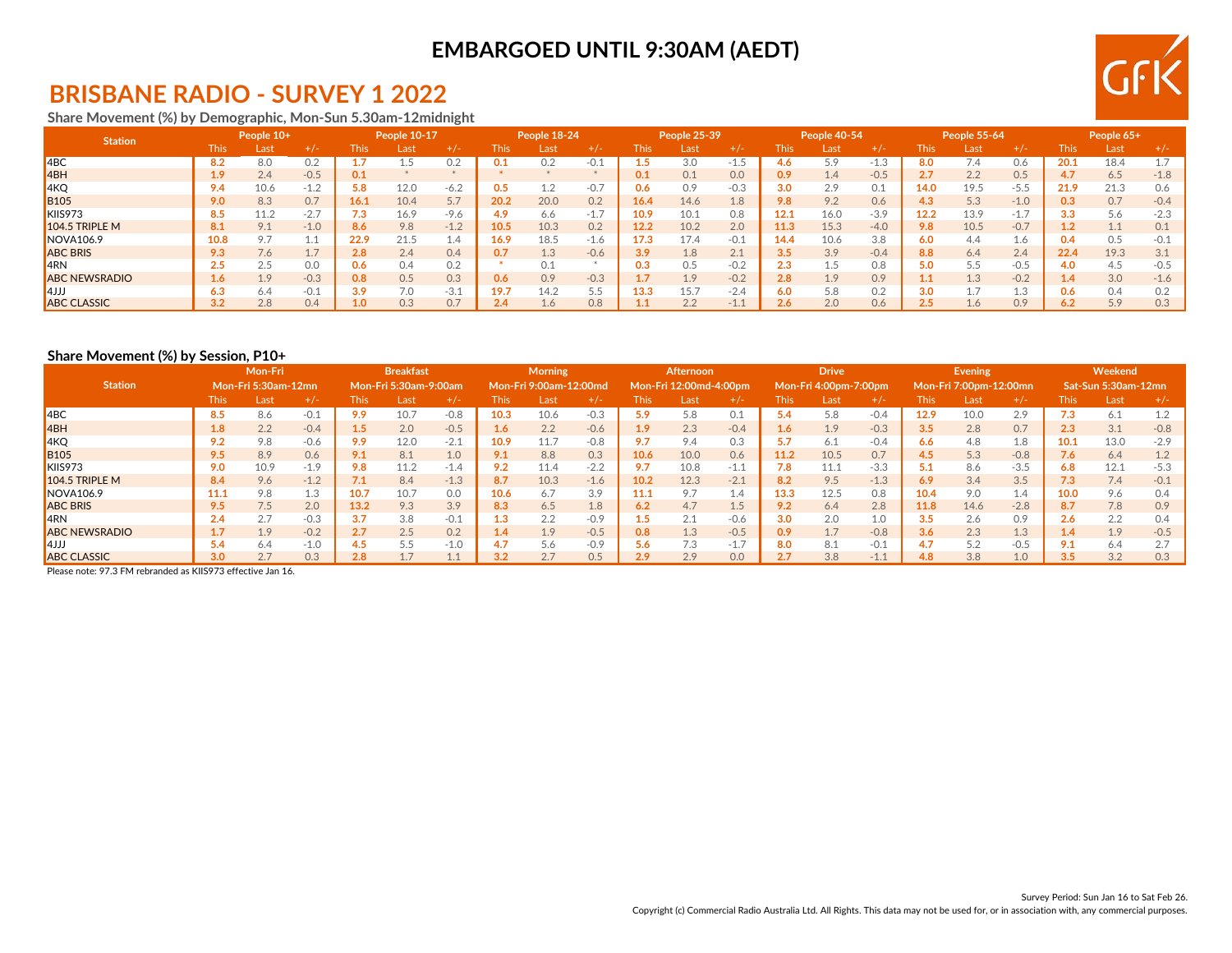# EMBARGOED UNTIL 9:30AM (AEDT)

## BRISBANE RADIO - SURVEY 1 2022

### Share Movement (%) by Demographic, Mon-Sun 5.30am-12midnight

| Station | People 10+ | | | People 10-17 | | | People 18-24 | | | People 25-39 | | | People 40-54 | | | People 55-64 | | | People 65+ | | |
|---|---|---|---|---|---|---|---|---|---|---|---|---|---|---|---|---|---|---|---|---|---|
| | This | Last | +/- | This | Last | +/- | This | Last | +/- | This | Last | +/- | This | Last | +/- | This | Last | +/- | This | Last | +/- |
| 4BC | **8.2** | 8.0 | 0.2 | **1.7** | 1.5 | 0.2 | **0.1** | 0.2 | -0.1 | **1.5** | 3.0 | -1.5 | **4.6** | 5.9 | -1.3 | **8.0** | 7.4 | 0.6 | **20.1** | 18.4 | 1.7 |
| 4BH | **1.9** | 2.4 | -0.5 | **0.1** | * | * | **\*** | * | * | **0.1** | 0.1 | 0.0 | **0.9** | 1.4 | -0.5 | **2.7** | 2.2 | 0.5 | **4.7** | 6.5 | -1.8 |
| 4KQ | **9.4** | 10.6 | -1.2 | **5.8** | 12.0 | -6.2 | **0.5** | 1.2 | -0.7 | **0.6** | 0.9 | -0.3 | **3.0** | 2.9 | 0.1 | **14.0** | 19.5 | -5.5 | **21.9** | 21.3 | 0.6 |
| B105 | **9.0** | 8.3 | 0.7 | **16.1** | 10.4 | 5.7 | **20.2** | 20.0 | 0.2 | **16.4** | 14.6 | 1.8 | **9.8** | 9.2 | 0.6 | **4.3** | 5.3 | -1.0 | **0.3** | 0.7 | -0.4 |
| KIIS973 | **8.5** | 11.2 | -2.7 | **7.3** | 16.9 | -9.6 | **4.9** | 6.6 | -1.7 | **10.9** | 10.1 | 0.8 | **12.1** | 16.0 | -3.9 | **12.2** | 13.9 | -1.7 | **3.3** | 5.6 | -2.3 |
| 104.5 TRIPLE M | **8.1** | 9.1 | -1.0 | **8.6** | 9.8 | -1.2 | **10.5** | 10.3 | 0.2 | **12.2** | 10.2 | 2.0 | **11.3** | 15.3 | -4.0 | **9.8** | 10.5 | -0.7 | **1.2** | 1.1 | 0.1 |
| NOVA106.9 | **10.8** | 9.7 | 1.1 | **22.9** | 21.5 | 1.4 | **16.9** | 18.5 | -1.6 | **17.3** | 17.4 | -0.1 | **14.4** | 10.6 | 3.8 | **6.0** | 4.4 | 1.6 | **0.4** | 0.5 | -0.1 |
| ABC BRIS | **9.3** | 7.6 | 1.7 | **2.8** | 2.4 | 0.4 | **0.7** | 1.3 | -0.6 | **3.9** | 1.8 | 2.1 | **3.5** | 3.9 | -0.4 | **8.8** | 6.4 | 2.4 | **22.4** | 19.3 | 3.1 |
| 4RN | **2.5** | 2.5 | 0.0 | **0.6** | 0.4 | 0.2 | **\*** | 0.1 | * | **0.3** | 0.5 | -0.2 | **2.3** | 1.5 | 0.8 | **5.0** | 5.5 | -0.5 | **4.0** | 4.5 | -0.5 |
| ABC NEWSRADIO | **1.6** | 1.9 | -0.3 | **0.8** | 0.5 | 0.3 | **0.6** | 0.9 | -0.3 | **1.7** | 1.9 | -0.2 | **2.8** | 1.9 | 0.9 | **1.1** | 1.3 | -0.2 | **1.4** | 3.0 | -1.6 |
| 4JJJ | **6.3** | 6.4 | -0.1 | **3.9** | 7.0 | -3.1 | **19.7** | 14.2 | 5.5 | **13.3** | 15.7 | -2.4 | **6.0** | 5.8 | 0.2 | **3.0** | 1.7 | 1.3 | **0.6** | 0.4 | 0.2 |
| ABC CLASSIC | **3.2** | 2.8 | 0.4 | **1.0** | 0.3 | 0.7 | **2.4** | 1.6 | 0.8 | **1.1** | 2.2 | -1.1 | **2.6** | 2.0 | 0.6 | **2.5** | 1.6 | 0.9 | **6.2** | 5.9 | 0.3 |

### Share Movement (%) by Session, P10+

| Station | Mon-Fri Mon-Fri 5:30am-12mn | | | Breakfast Mon-Fri 5:30am-9:00am | | | Morning Mon-Fri 9:00am-12:00md | | | Afternoon Mon-Fri 12:00md-4:00pm | | | Drive Mon-Fri 4:00pm-7:00pm | | | Evening Mon-Fri 7:00pm-12:00mn | | | Weekend Sat-Sun 5:30am-12mn | | |
|---|---|---|---|---|---|---|---|---|---|---|---|---|---|---|---|---|---|---|---|---|---|
| | This | Last | +/- | This | Last | +/- | This | Last | +/- | This | Last | +/- | This | Last | +/- | This | Last | +/- | This | Last | +/- |
| 4BC | **8.5** | 8.6 | -0.1 | **9.9** | 10.7 | -0.8 | **10.3** | 10.6 | -0.3 | **5.9** | 5.8 | 0.1 | **5.4** | 5.8 | -0.4 | **12.9** | 10.0 | 2.9 | **7.3** | 6.1 | 1.2 |
| 4BH | **1.8** | 2.2 | -0.4 | **1.5** | 2.0 | -0.5 | **1.6** | 2.2 | -0.6 | **1.9** | 2.3 | -0.4 | **1.6** | 1.9 | -0.3 | **3.5** | 2.8 | 0.7 | **2.3** | 3.1 | -0.8 |
| 4KQ | **9.2** | 9.8 | -0.6 | **9.9** | 12.0 | -2.1 | **10.9** | 11.7 | -0.8 | **9.7** | 9.4 | 0.3 | **5.7** | 6.1 | -0.4 | **6.6** | 4.8 | 1.8 | **10.1** | 13.0 | -2.9 |
| B105 | **9.5** | 8.9 | 0.6 | **9.1** | 8.1 | 1.0 | **9.1** | 8.8 | 0.3 | **10.6** | 10.0 | 0.6 | **11.2** | 10.5 | 0.7 | **4.5** | 5.3 | -0.8 | **7.6** | 6.4 | 1.2 |
| KIIS973 | **9.0** | 10.9 | -1.9 | **9.8** | 11.2 | -1.4 | **9.2** | 11.4 | -2.2 | **9.7** | 10.8 | -1.1 | **7.8** | 11.1 | -3.3 | **5.1** | 8.6 | -3.5 | **6.8** | 12.1 | -5.3 |
| 104.5 TRIPLE M | **8.4** | 9.6 | -1.2 | **7.1** | 8.4 | -1.3 | **8.7** | 10.3 | -1.6 | **10.2** | 12.3 | -2.1 | **8.2** | 9.5 | -1.3 | **6.9** | 3.4 | 3.5 | **7.3** | 7.4 | -0.1 |
| NOVA106.9 | **11.1** | 9.8 | 1.3 | **10.7** | 10.7 | 0.0 | **10.6** | 6.7 | 3.9 | **11.1** | 9.7 | 1.4 | **13.3** | 12.5 | 0.8 | **10.4** | 9.0 | 1.4 | **10.0** | 9.6 | 0.4 |
| ABC BRIS | **9.5** | 7.5 | 2.0 | **13.2** | 9.3 | 3.9 | **8.3** | 6.5 | 1.8 | **6.2** | 4.7 | 1.5 | **9.2** | 6.4 | 2.8 | **11.8** | 14.6 | -2.8 | **8.7** | 7.8 | 0.9 |
| 4RN | **2.4** | 2.7 | -0.3 | **3.7** | 3.8 | -0.1 | **1.3** | 2.2 | -0.9 | **1.5** | 2.1 | -0.6 | **3.0** | 2.0 | 1.0 | **3.5** | 2.6 | 0.9 | **2.6** | 2.2 | 0.4 |
| ABC NEWSRADIO | **1.7** | 1.9 | -0.2 | **2.7** | 2.5 | 0.2 | **1.4** | 1.9 | -0.5 | **0.8** | 1.3 | -0.5 | **0.9** | 1.7 | -0.8 | **3.6** | 2.3 | 1.3 | **1.4** | 1.9 | -0.5 |
| 4JJJ | **5.4** | 6.4 | -1.0 | **4.5** | 5.5 | -1.0 | **4.7** | 5.6 | -0.9 | **5.6** | 7.3 | -1.7 | **8.0** | 8.1 | -0.1 | **4.7** | 5.2 | -0.5 | **9.1** | 6.4 | 2.7 |
| ABC CLASSIC | **3.0** | 2.7 | 0.3 | **2.8** | 1.7 | 1.1 | **3.2** | 2.7 | 0.5 | **2.9** | 2.9 | 0.0 | **2.7** | 3.8 | -1.1 | **4.8** | 3.8 | 1.0 | **3.5** | 3.2 | 0.3 |

Please note: 97.3 FM rebranded as KIIS973 effective Jan 16.

Survey Period: Sun Jan 16 to Sat Feb 26.

Copyright (c) Commercial Radio Australia Ltd. All Rights. This data may not be used for, or in association with, any commercial purposes.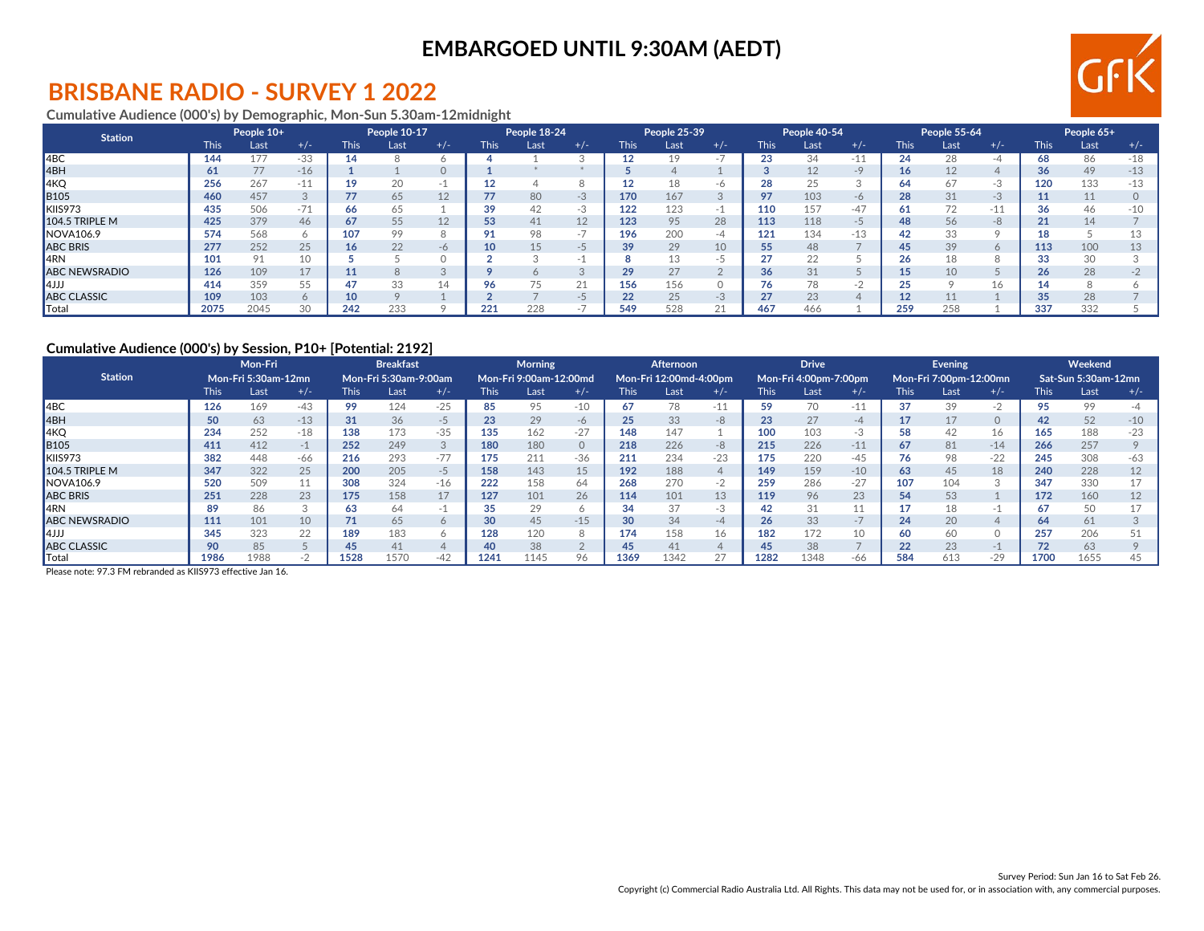**EMBARGOED UNTIL 9:30AM (AEDT)**

# BRISBANE RADIO - SURVEY 1 2022

### Cumulative Audience (000's) by Demographic, Mon-Sun 5.30am-12midnight

| Station | People 10+ | | | People 10-17 | | | People 18-24 | | | People 25-39 | | | People 40-54 | | | People 55-64 | | | People 65+ | | |
|---|---|---|---|---|---|---|---|---|---|---|---|---|---|---|---|---|---|---|---|---|---|
| | This | Last | +/- | This | Last | +/- | This | Last | +/- | This | Last | +/- | This | Last | +/- | This | Last | +/- | This | Last | +/- |
| 4BC | **144** | 177 | -33 | **14** | 8 | 6 | **4** | 1 | 3 | **12** | 19 | -7 | **23** | 34 | -11 | **24** | 28 | -4 | **68** | 86 | -18 |
| 4BH | **61** | 77 | -16 | **1** | 1 | 0 | **1** | * | * | **5** | 4 | 1 | **3** | 12 | -9 | **16** | 12 | 4 | **36** | 49 | -13 |
| 4KQ | **256** | 267 | -11 | **19** | 20 | -1 | **12** | 4 | 8 | **12** | 18 | -6 | **28** | 25 | 3 | **64** | 67 | -3 | **120** | 133 | -13 |
| B105 | **460** | 457 | 3 | **77** | 65 | 12 | **77** | 80 | -3 | **170** | 167 | 3 | **97** | 103 | -6 | **28** | 31 | -3 | **11** | 11 | 0 |
| KIIS973 | **435** | 506 | -71 | **66** | 65 | 1 | **39** | 42 | -3 | **122** | 123 | -1 | **110** | 157 | -47 | **61** | 72 | -11 | **36** | 46 | -10 |
| 104.5 TRIPLE M | **425** | 379 | 46 | **67** | 55 | 12 | **53** | 41 | 12 | **123** | 95 | 28 | **113** | 118 | -5 | **48** | 56 | -8 | **21** | 14 | 7 |
| NOVA106.9 | **574** | 568 | 6 | **107** | 99 | 8 | **91** | 98 | -7 | **196** | 200 | -4 | **121** | 134 | -13 | **42** | 33 | 9 | **18** | 5 | 13 |
| ABC BRIS | **277** | 252 | 25 | **16** | 22 | -6 | **10** | 15 | -5 | **39** | 29 | 10 | **55** | 48 | 7 | **45** | 39 | 6 | **113** | 100 | 13 |
| 4RN | **101** | 91 | 10 | **5** | 5 | 0 | **2** | 3 | -1 | **8** | 13 | -5 | **27** | 22 | 5 | **26** | 18 | 8 | **33** | 30 | 3 |
| ABC NEWSRADIO | **126** | 109 | 17 | **11** | 8 | 3 | **9** | 6 | 3 | **29** | 27 | 2 | **36** | 31 | 5 | **15** | 10 | 5 | **26** | 28 | -2 |
| 4JJJ | **414** | 359 | 55 | **47** | 33 | 14 | **96** | 75 | 21 | **156** | 156 | 0 | **76** | 78 | -2 | **25** | 9 | 16 | **14** | 8 | 6 |
| ABC CLASSIC | **109** | 103 | 6 | **10** | 9 | 1 | **2** | 7 | -5 | **22** | 25 | -3 | **27** | 23 | 4 | **12** | 11 | 1 | **35** | 28 | 7 |
| Total | **2075** | 2045 | 30 | **242** | 233 | 9 | **221** | 228 | -7 | **549** | 528 | 21 | **467** | 466 | 1 | **259** | 258 | 1 | **337** | 332 | 5 |

### Cumulative Audience (000's) by Session, P10+ [Potential: 2192]

| Station | Mon-Fri Mon-Fri 5:30am-12mn | | | Breakfast Mon-Fri 5:30am-9:00am | | | Morning Mon-Fri 9:00am-12:00md | | | Afternoon Mon-Fri 12:00md-4:00pm | | | Drive Mon-Fri 4:00pm-7:00pm | | | Evening Mon-Fri 7:00pm-12:00mn | | | Weekend Sat-Sun 5:30am-12mn | | |
|---|---|---|---|---|---|---|---|---|---|---|---|---|---|---|---|---|---|---|---|---|---|
| | This | Last | +/- | This | Last | +/- | This | Last | +/- | This | Last | +/- | This | Last | +/- | This | Last | +/- | This | Last | +/- |
| 4BC | **126** | 169 | -43 | **99** | 124 | -25 | **85** | 95 | -10 | **67** | 78 | -11 | **59** | 70 | -11 | **37** | 39 | -2 | **95** | 99 | -4 |
| 4BH | **50** | 63 | -13 | **31** | 36 | -5 | **23** | 29 | -6 | **25** | 33 | -8 | **23** | 27 | -4 | **17** | 17 | 0 | **42** | 52 | -10 |
| 4KQ | **234** | 252 | -18 | **138** | 173 | -35 | **135** | 162 | -27 | **148** | 147 | 1 | **100** | 103 | -3 | **58** | 42 | 16 | **165** | 188 | -23 |
| B105 | **411** | 412 | -1 | **252** | 249 | 3 | **180** | 180 | 0 | **218** | 226 | -8 | **215** | 226 | -11 | **67** | 81 | -14 | **266** | 257 | 9 |
| KIIS973 | **382** | 448 | -66 | **216** | 293 | -77 | **175** | 211 | -36 | **211** | 234 | -23 | **175** | 220 | -45 | **76** | 98 | -22 | **245** | 308 | -63 |
| 104.5 TRIPLE M | **347** | 322 | 25 | **200** | 205 | -5 | **158** | 143 | 15 | **192** | 188 | 4 | **149** | 159 | -10 | **63** | 45 | 18 | **240** | 228 | 12 |
| NOVA106.9 | **520** | 509 | 11 | **308** | 324 | -16 | **222** | 158 | 64 | **268** | 270 | -2 | **259** | 286 | -27 | **107** | 104 | 3 | **347** | 330 | 17 |
| ABC BRIS | **251** | 228 | 23 | **175** | 158 | 17 | **127** | 101 | 26 | **114** | 101 | 13 | **119** | 96 | 23 | **54** | 53 | 1 | **172** | 160 | 12 |
| 4RN | **89** | 86 | 3 | **63** | 64 | -1 | **35** | 29 | 6 | **34** | 37 | -3 | **42** | 31 | 11 | **17** | 18 | -1 | **67** | 50 | 17 |
| ABC NEWSRADIO | **111** | 101 | 10 | **71** | 65 | 6 | **30** | 45 | -15 | **30** | 34 | -4 | **26** | 33 | -7 | **24** | 20 | 4 | **64** | 61 | 3 |
| 4JJJ | **345** | 323 | 22 | **189** | 183 | 6 | **128** | 120 | 8 | **174** | 158 | 16 | **182** | 172 | 10 | **60** | 60 | 0 | **257** | 206 | 51 |
| ABC CLASSIC | **90** | 85 | 5 | **45** | 41 | 4 | **40** | 38 | 2 | **45** | 41 | 4 | **45** | 38 | 7 | **22** | 23 | -1 | **72** | 63 | 9 |
| Total | **1986** | 1988 | -2 | **1528** | 1570 | -42 | **1241** | 1145 | 96 | **1369** | 1342 | 27 | **1282** | 1348 | -66 | **584** | 613 | -29 | **1700** | 1655 | 45 |

Please note: 97.3 FM rebranded as KIIS973 effective Jan 16.

Survey Period: Sun Jan 16 to Sat Feb 26.

Copyright (c) Commercial Radio Australia Ltd. All Rights. This data may not be used for, or in association with, any commercial purposes.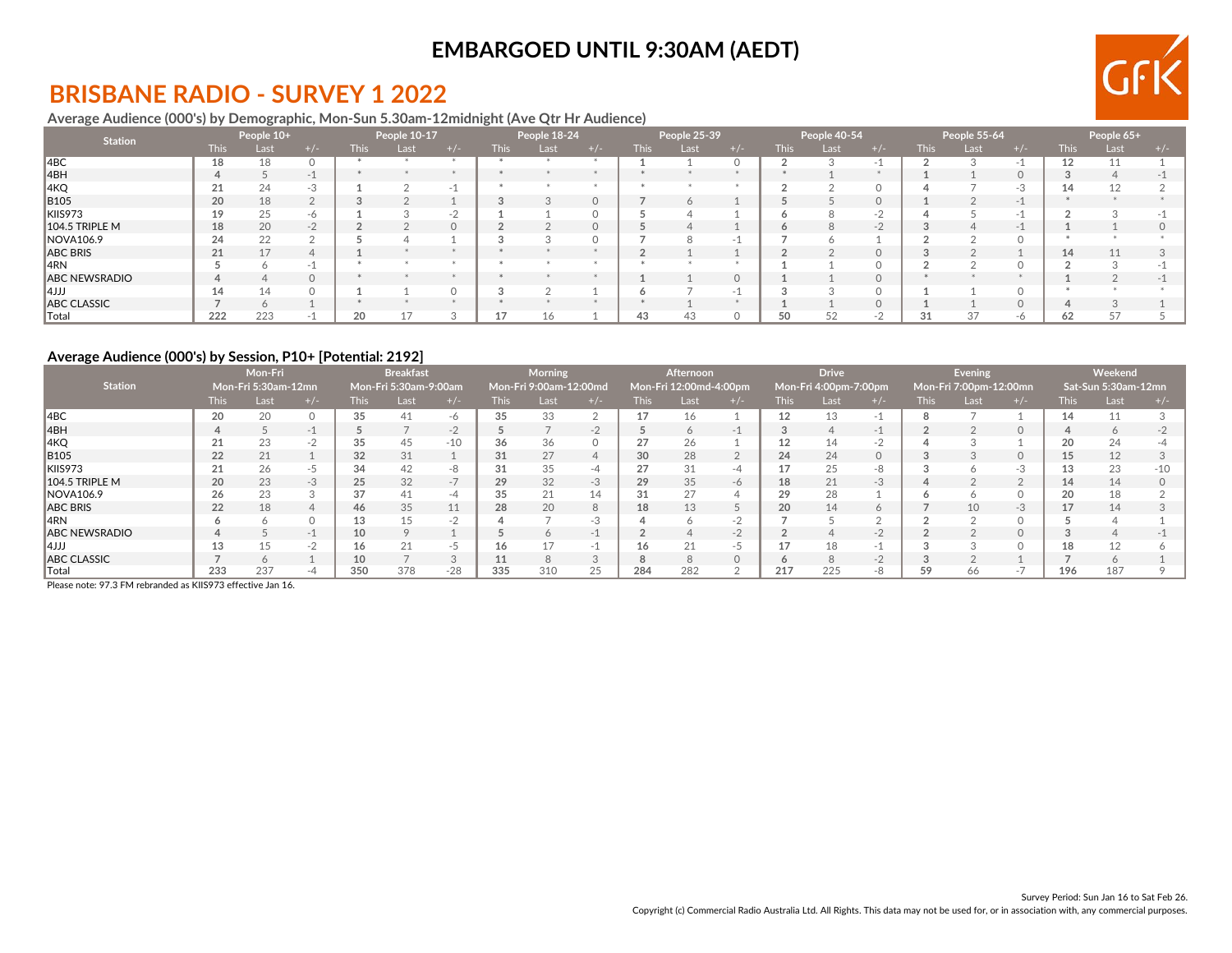**EMBARGOED UNTIL 9:30AM (AEDT)**

# BRISBANE RADIO - SURVEY 1 2022

### Average Audience (000's) by Demographic, Mon-Sun 5.30am-12midnight (Ave Qtr Hr Audience)

| Station | People 10+ | | | People 10-17 | | | People 18-24 | | | People 25-39 | | | People 40-54 | | | People 55-64 | | | People 65+ | | |
|---|---|---|---|---|---|---|---|---|---|---|---|---|---|---|---|---|---|---|---|---|---|
| | This | Last | +/- | This | Last | +/- | This | Last | +/- | This | Last | +/- | This | Last | +/- | This | Last | +/- | This | Last | +/- |
| 4BC | 18 | 18 | 0 | * | * | * | * | * | * | 1 | 1 | 0 | 2 | 3 | -1 | 2 | 3 | -1 | 12 | 11 | 1 |
| 4BH | 4 | 5 | -1 | * | * | * | * | * | * | * | * | * | * | 1 | * | 1 | 1 | 0 | 3 | 4 | -1 |
| 4KQ | 21 | 24 | -3 | 1 | 2 | -1 | * | * | * | * | * | * | 2 | 2 | 0 | 4 | 7 | -3 | 14 | 12 | 2 |
| B105 | 20 | 18 | 2 | 3 | 2 | 1 | 3 | 3 | 0 | 7 | 6 | 1 | 5 | 5 | 0 | 1 | 2 | -1 | * | * | * |
| KIIS973 | 19 | 25 | -6 | 1 | 3 | -2 | 1 | 1 | 0 | 5 | 4 | 1 | 6 | 8 | -2 | 4 | 5 | -1 | 2 | 3 | -1 |
| 104.5 TRIPLE M | 18 | 20 | -2 | 2 | 2 | 0 | 2 | 2 | 0 | 5 | 4 | 1 | 6 | 8 | -2 | 3 | 4 | -1 | 1 | 1 | 0 |
| NOVA106.9 | 24 | 22 | 2 | 5 | 4 | 1 | 3 | 3 | 0 | 7 | 8 | -1 | 7 | 6 | 1 | 2 | 2 | 0 | * | * | * |
| ABC BRIS | 21 | 17 | 4 | 1 | * | * | * | * | * | 2 | 1 | 1 | 2 | 2 | 0 | 3 | 2 | 1 | 14 | 11 | 3 |
| 4RN | 5 | 6 | -1 | * | * | * | * | * | * | * | * | * | 1 | 1 | 0 | 2 | 2 | 0 | 2 | 3 | -1 |
| ABC NEWSRADIO | 4 | 4 | 0 | * | * | * | * | * | * | 1 | 1 | 0 | 1 | 1 | 0 | * | * | * | 1 | 2 | -1 |
| 4JJJ | 14 | 14 | 0 | 1 | 1 | 0 | 3 | 2 | 1 | 6 | 7 | -1 | 3 | 3 | 0 | 1 | 1 | 0 | * | * | * |
| ABC CLASSIC | 7 | 6 | 1 | * | * | * | * | * | * | * | 1 | * | 1 | 1 | 0 | 1 | 1 | 0 | 4 | 3 | 1 |
| Total | 222 | 223 | -1 | 20 | 17 | 3 | 17 | 16 | 1 | 43 | 43 | 0 | 50 | 52 | -2 | 31 | 37 | -6 | 62 | 57 | 5 |

### Average Audience (000's) by Session, P10+ [Potential: 2192]

| Station | Mon-Fri Mon-Fri 5:30am-12mn | | | Breakfast Mon-Fri 5:30am-9:00am | | | Morning Mon-Fri 9:00am-12:00md | | | Afternoon Mon-Fri 12:00md-4:00pm | | | Drive Mon-Fri 4:00pm-7:00pm | | | Evening Mon-Fri 7:00pm-12:00mn | | | Weekend Sat-Sun 5:30am-12mn | | |
|---|---|---|---|---|---|---|---|---|---|---|---|---|---|---|---|---|---|---|---|---|---|
| | This | Last | +/- | This | Last | +/- | This | Last | +/- | This | Last | +/- | This | Last | +/- | This | Last | +/- | This | Last | +/- |
| 4BC | 20 | 20 | 0 | 35 | 41 | -6 | 35 | 33 | 2 | 17 | 16 | 1 | 12 | 13 | -1 | 8 | 7 | 1 | 14 | 11 | 3 |
| 4BH | 4 | 5 | -1 | 5 | 7 | -2 | 5 | 7 | -2 | 5 | 6 | -1 | 3 | 4 | -1 | 2 | 2 | 0 | 4 | 6 | -2 |
| 4KQ | 21 | 23 | -2 | 35 | 45 | -10 | 36 | 36 | 0 | 27 | 26 | 1 | 12 | 14 | -2 | 4 | 3 | 1 | 20 | 24 | -4 |
| B105 | 22 | 21 | 1 | 32 | 31 | 1 | 31 | 27 | 4 | 30 | 28 | 2 | 24 | 24 | 0 | 3 | 3 | 0 | 15 | 12 | 3 |
| KIIS973 | 21 | 26 | -5 | 34 | 42 | -8 | 31 | 35 | -4 | 27 | 31 | -4 | 17 | 25 | -8 | 3 | 6 | -3 | 13 | 23 | -10 |
| 104.5 TRIPLE M | 20 | 23 | -3 | 25 | 32 | -7 | 29 | 32 | -3 | 29 | 35 | -6 | 18 | 21 | -3 | 4 | 2 | 2 | 14 | 14 | 0 |
| NOVA106.9 | 26 | 23 | 3 | 37 | 41 | -4 | 35 | 21 | 14 | 31 | 27 | 4 | 29 | 28 | 1 | 6 | 6 | 0 | 20 | 18 | 2 |
| ABC BRIS | 22 | 18 | 4 | 46 | 35 | 11 | 28 | 20 | 8 | 18 | 13 | 5 | 20 | 14 | 6 | 7 | 10 | -3 | 17 | 14 | 3 |
| 4RN | 6 | 6 | 0 | 13 | 15 | -2 | 4 | 7 | -3 | 4 | 6 | -2 | 7 | 5 | 2 | 2 | 2 | 0 | 5 | 4 | 1 |
| ABC NEWSRADIO | 4 | 5 | -1 | 10 | 9 | 1 | 5 | 6 | -1 | 2 | 4 | -2 | 2 | 4 | -2 | 2 | 2 | 0 | 3 | 4 | -1 |
| 4JJJ | 13 | 15 | -2 | 16 | 21 | -5 | 16 | 17 | -1 | 16 | 21 | -5 | 17 | 18 | -1 | 3 | 3 | 0 | 18 | 12 | 6 |
| ABC CLASSIC | 7 | 6 | 1 | 10 | 7 | 3 | 11 | 8 | 3 | 8 | 8 | 0 | 6 | 8 | -2 | 3 | 2 | 1 | 7 | 6 | 1 |
| Total | 233 | 237 | -4 | 350 | 378 | -28 | 335 | 310 | 25 | 284 | 282 | 2 | 217 | 225 | -8 | 59 | 66 | -7 | 196 | 187 | 9 |

Please note: 97.3 FM rebranded as KIIS973 effective Jan 16.

Survey Period: Sun Jan 16 to Sat Feb 26.

Copyright (c) Commercial Radio Australia Ltd. All Rights. This data may not be used for, or in association with, any commercial purposes.